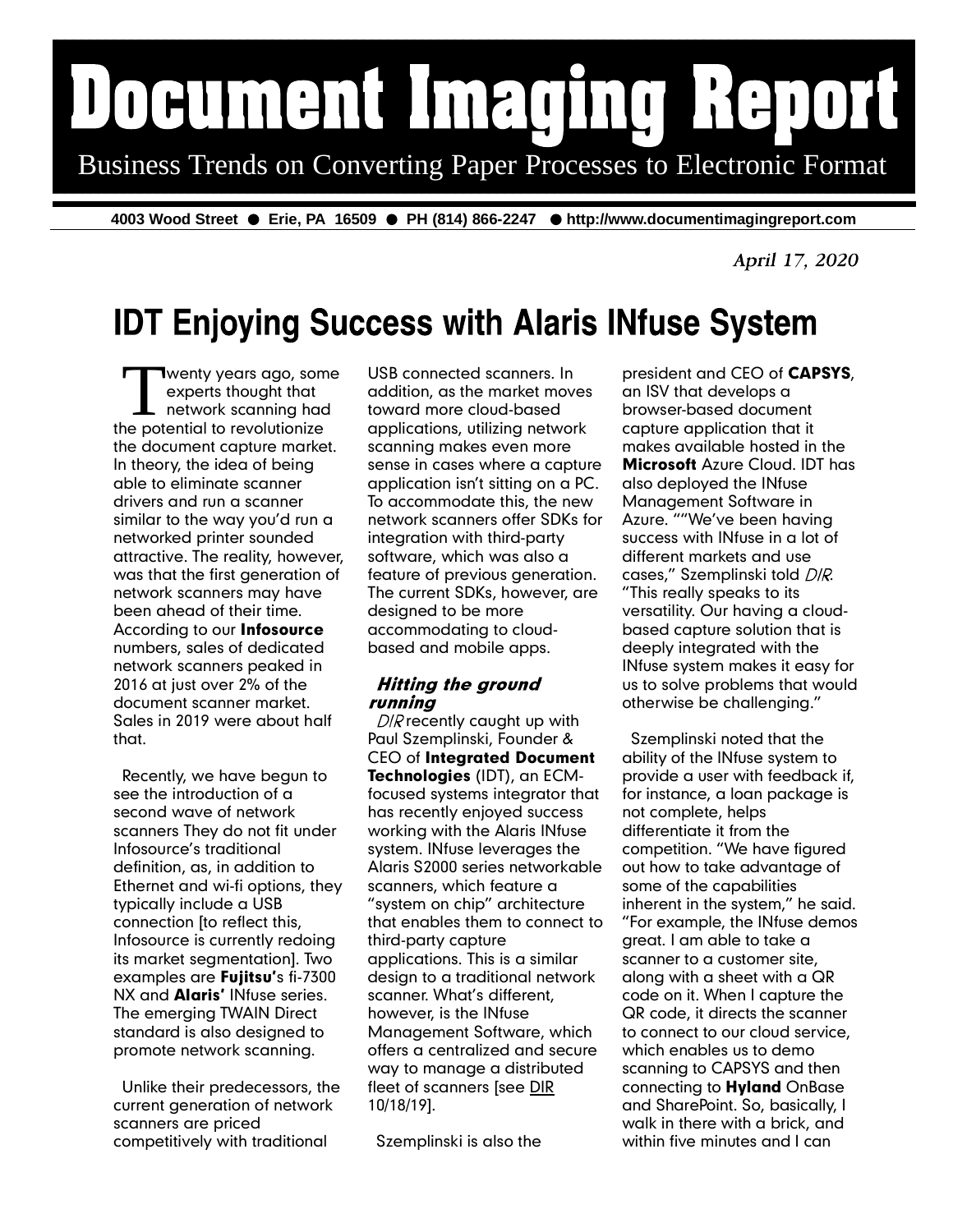# Document Imaging Report

Business Trends on Converting Paper Processes to Electronic Format

4003 Wood Street ● Erie, PA 16509 ● PH (814) 866-2247 ● http://www.documentimagingreport.com

*April 17, 2020*

## IDT Enjoying Success with Alaris INfuse System

Twenty years ago, some experts thought that network scanning had the potential to revolutionize the document capture market. In theory, the idea of being able to eliminate scanner drivers and run a scanner similar to the way you'd run a networked printer sounded attractive. The reality, however, was that the first generation of network scanners may have been ahead of their time. According to our **Infosource** numbers, sales of dedicated network scanners peaked in 2016 at just over 2% of the document scanner market. Sales in 2019 were about half that.

Recently, we have begun to see the introduction of a second wave of network scanners They do not fit under Infosource's traditional definition, as, in addition to Ethernet and wi-fi options, they typically include a USB connection [to reflect this, Infosource is currently redoing its market segmentation]. Two examples are **Fujitsu'**s fi-7300 NX and **Alaris'** INfuse series. The emerging TWAIN Direct standard is also designed to promote network scanning.

Unlike their predecessors, the current generation of network scanners are priced competitively with traditional USB connected scanners. In addition, as the market moves toward more cloud-based applications, utilizing network scanning makes even more sense in cases where a capture application isn't sitting on a PC. To accommodate this, the new network scanners offer SDKs for integration with third-party software, which was also a feature of previous generation. The current SDKs, however, are designed to be more accommodating to cloud-based and mobile apps.

### *Hitting the ground running*

*DIR* recently caught up with Paul Szemplinski, Founder & CEO of **Integrated Document Technologies** (IDT), an ECM-focused systems integrator that has recently enjoyed success working with the Alaris INfuse system. INfuse leverages the Alaris S2000 series networkable scanners, which feature a "system on chip" architecture that enables them to connect to third-party capture applications. This is a similar design to a traditional network scanner. What's different, however, is the INfuse Management Software, which offers a centralized and secure way to manage a distributed fleet of scanners [see DIR 10/18/19].

Szemplinski is also the president and CEO of **CAPSYS**, an ISV that develops a browser-based document capture application that it makes available hosted in the **Microsoft** Azure Cloud. IDT has also deployed the INfuse Management Software in Azure. ""We've been having success with INfuse in a lot of different markets and use cases," Szemplinski told *DIR*. "This really speaks to its versatility. Our having a cloud-based capture solution that is deeply integrated with the INfuse system makes it easy for us to solve problems that would otherwise be challenging."

Szemplinski noted that the ability of the INfuse system to provide a user with feedback if, for instance, a loan package is not complete, helps differentiate it from the competition. "We have figured out how to take advantage of some of the capabilities inherent in the system," he said. "For example, the INfuse demos great. I am able to take a scanner to a customer site, along with a sheet with a QR code on it. When I capture the QR code, it directs the scanner to connect to our cloud service, which enables us to demo scanning to CAPSYS and then connecting to **Hyland** OnBase and SharePoint. So, basically, I walk in there with a brick, and within five minutes and I can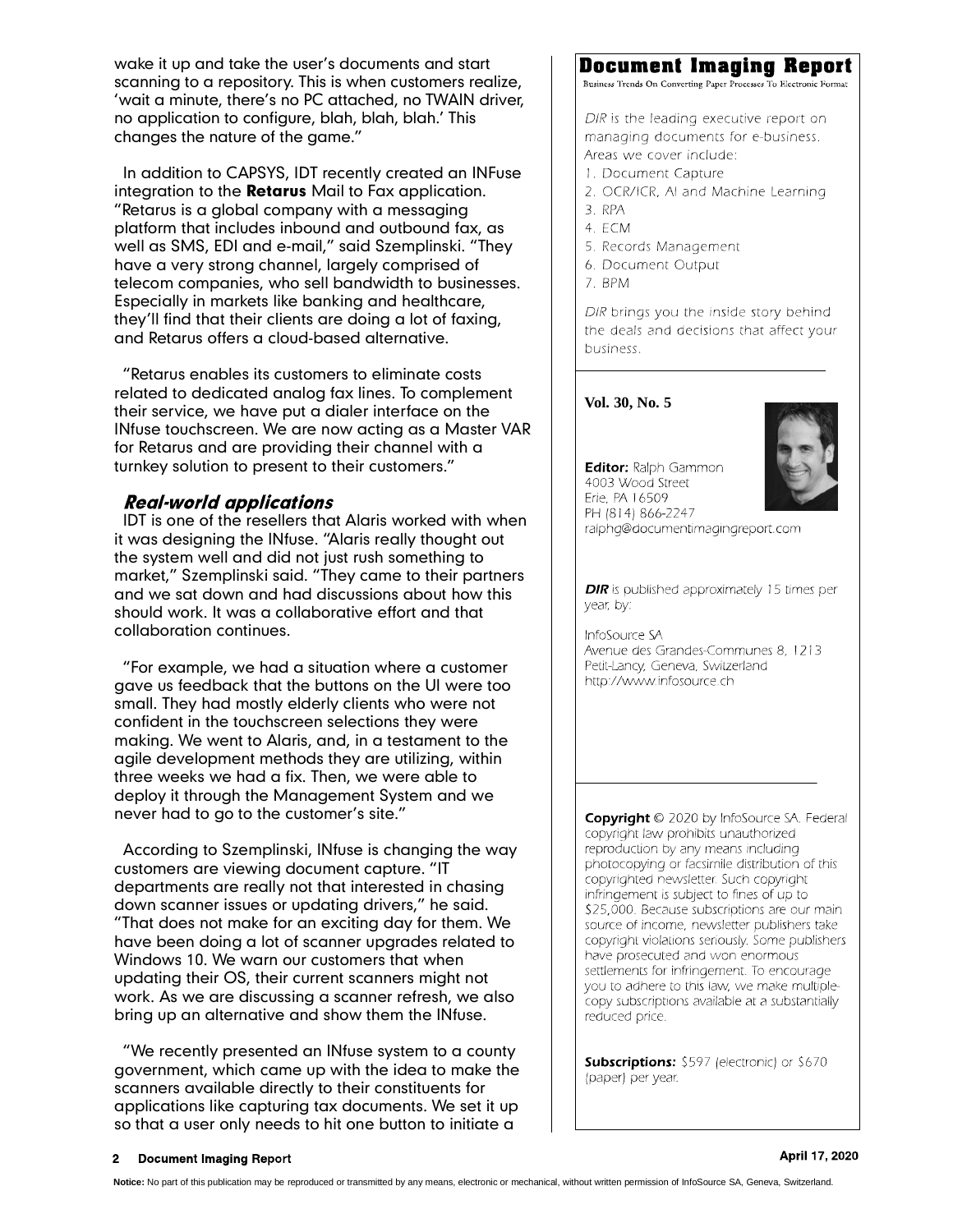wake it up and take the user's documents and start scanning to a repository. This is when customers realize, 'wait a minute, there's no PC attached, no TWAIN driver, no application to configure, blah, blah, blah.' This changes the nature of the game."

In addition to CAPSYS, IDT recently created an INFuse integration to the **Retarus** Mail to Fax application. "Retarus is a global company with a messaging platform that includes inbound and outbound fax, as well as SMS, EDI and e-mail," said Szemplinski. "They have a very strong channel, largely comprised of telecom companies, who sell bandwidth to businesses. Especially in markets like banking and healthcare, they'll find that their clients are doing a lot of faxing, and Retarus offers a cloud-based alternative.

"Retarus enables its customers to eliminate costs related to dedicated analog fax lines. To complement their service, we have put a dialer interface on the INfuse touchscreen. We are now acting as a Master VAR for Retarus and are providing their channel with a turnkey solution to present to their customers."

### *Real-world applications*

IDT is one of the resellers that Alaris worked with when it was designing the INfuse. "Alaris really thought out the system well and did not just rush something to market," Szemplinski said. "They came to their partners and we sat down and had discussions about how this should work. It was a collaborative effort and that collaboration continues.

"For example, we had a situation where a customer gave us feedback that the buttons on the UI were too small. They had mostly elderly clients who were not confident in the touchscreen selections they were making. We went to Alaris, and, in a testament to the agile development methods they are utilizing, within three weeks we had a fix. Then, we were able to deploy it through the Management System and we never had to go to the customer's site."

According to Szemplinski, INfuse is changing the way customers are viewing document capture. "IT departments are really not that interested in chasing down scanner issues or updating drivers," he said. "That does not make for an exciting day for them. We have been doing a lot of scanner upgrades related to Windows 10. We warn our customers that when updating their OS, their current scanners might not work. As we are discussing a scanner refresh, we also bring up an alternative and show them the INfuse.

"We recently presented an INfuse system to a county government, which came up with the idea to make the scanners available directly to their constituents for applications like capturing tax documents. We set it up so that a user only needs to hit one button to initiate a

---

# Document Imaging Report

Business Trends On Converting Paper Processes To Electronic Format

*DIR* is the leading executive report on managing documents for e-business. Areas we cover include:

1. Document Capture
2. OCR/ICR, AI and Machine Learning
3. RPA
4. ECM
5. Records Management
6. Document Output
7. BPM

*DIR* brings you the inside story behind the deals and decisions that affect your business.

**Vol. 30, No. 5**

**Editor:** Ralph Gammon
4003 Wood Street
Erie, PA 16509
PH (814) 866-2247
ralphg@documentimagingreport.com

***DIR*** is published approximately 15 times per year, by:

InfoSource SA
Avenue des Grandes-Communes 8, 1213
Petit-Lancy, Geneva, Switzerland
http://www.infosource.ch

**Copyright** © 2020 by InfoSource SA. Federal copyright law prohibits unauthorized reproduction by any means including photocopying or facsimile distribution of this copyrighted newsletter. Such copyright infringement is subject to fines of up to $25,000. Because subscriptions are our main source of income, newsletter publishers take copyright violations seriously. Some publishers have prosecuted and won enormous settlements for infringement. To encourage you to adhere to this law, we make multiple-copy subscriptions available at a substantially reduced price.

***Subscriptions:*** $597 (electronic) or $670 (paper) per year.

**Notice:** No part of this publication may be reproduced or transmitted by any means, electronic or mechanical, without written permission of InfoSource SA, Geneva, Switzerland.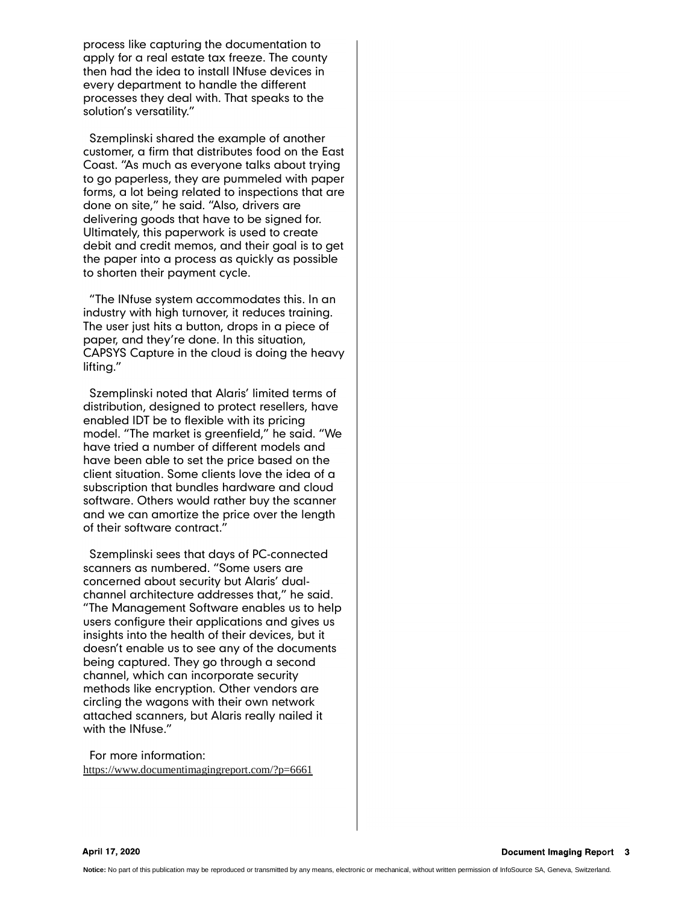process like capturing the documentation to apply for a real estate tax freeze. The county then had the idea to install INfuse devices in every department to handle the different processes they deal with. That speaks to the solution's versatility."

Szemplinski shared the example of another customer, a firm that distributes food on the East Coast. "As much as everyone talks about trying to go paperless, they are pummeled with paper forms, a lot being related to inspections that are done on site," he said. "Also, drivers are delivering goods that have to be signed for. Ultimately, this paperwork is used to create debit and credit memos, and their goal is to get the paper into a process as quickly as possible to shorten their payment cycle.

"The INfuse system accommodates this. In an industry with high turnover, it reduces training. The user just hits a button, drops in a piece of paper, and they're done. In this situation, CAPSYS Capture in the cloud is doing the heavy lifting."

Szemplinski noted that Alaris' limited terms of distribution, designed to protect resellers, have enabled IDT be to flexible with its pricing model. "The market is greenfield," he said. "We have tried a number of different models and have been able to set the price based on the client situation. Some clients love the idea of a subscription that bundles hardware and cloud software. Others would rather buy the scanner and we can amortize the price over the length of their software contract."

Szemplinski sees that days of PC-connected scanners as numbered. "Some users are concerned about security but Alaris' dual-channel architecture addresses that," he said. "The Management Software enables us to help users configure their applications and gives us insights into the health of their devices, but it doesn't enable us to see any of the documents being captured. They go through a second channel, which can incorporate security methods like encryption. Other vendors are circling the wagons with their own network attached scanners, but Alaris really nailed it with the INfuse."

For more information:
https://www.documentimagingreport.com/?p=6661

**Notice:** No part of this publication may be reproduced or transmitted by any means, electronic or mechanical, without written permission of InfoSource SA, Geneva, Switzerland.